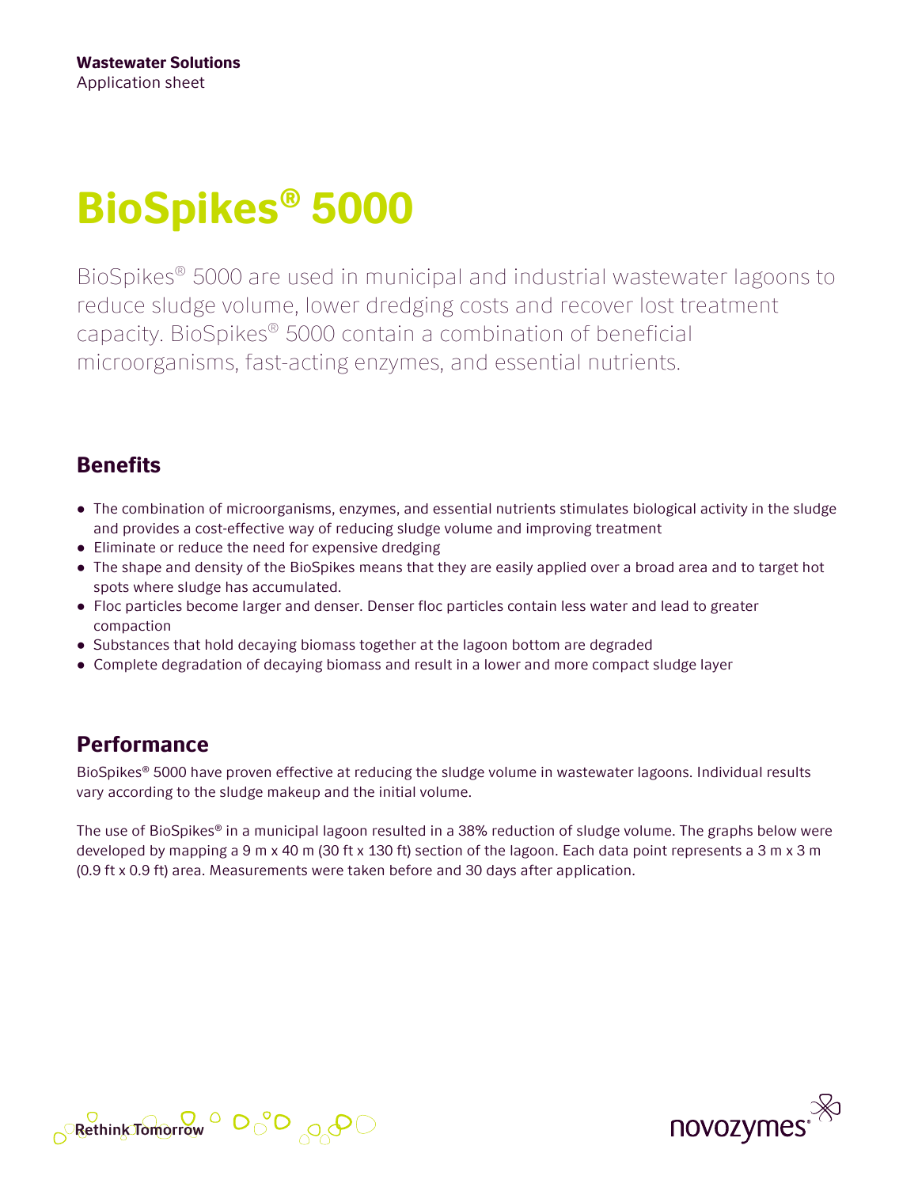**Wastewater Solutions**
Application sheet

# BioSpikes® 5000

BioSpikes® 5000 are used in municipal and industrial wastewater lagoons to reduce sludge volume, lower dredging costs and recover lost treatment capacity. BioSpikes® 5000 contain a combination of beneficial microorganisms, fast-acting enzymes, and essential nutrients.

## Benefits

- The combination of microorganisms, enzymes, and essential nutrients stimulates biological activity in the sludge and provides a cost-effective way of reducing sludge volume and improving treatment
- Eliminate or reduce the need for expensive dredging
- The shape and density of the BioSpikes means that they are easily applied over a broad area and to target hot spots where sludge has accumulated.
- Floc particles become larger and denser. Denser floc particles contain less water and lead to greater compaction
- Substances that hold decaying biomass together at the lagoon bottom are degraded
- Complete degradation of decaying biomass and result in a lower and more compact sludge layer

## Performance

BioSpikes® 5000 have proven effective at reducing the sludge volume in wastewater lagoons. Individual results vary according to the sludge makeup and the initial volume.

The use of BioSpikes® in a municipal lagoon resulted in a 38% reduction of sludge volume. The graphs below were developed by mapping a 9 m x 40 m (30 ft x 130 ft) section of the lagoon. Each data point represents a 3 m x 3 m (0.9 ft x 0.9 ft) area. Measurements were taken before and 30 days after application.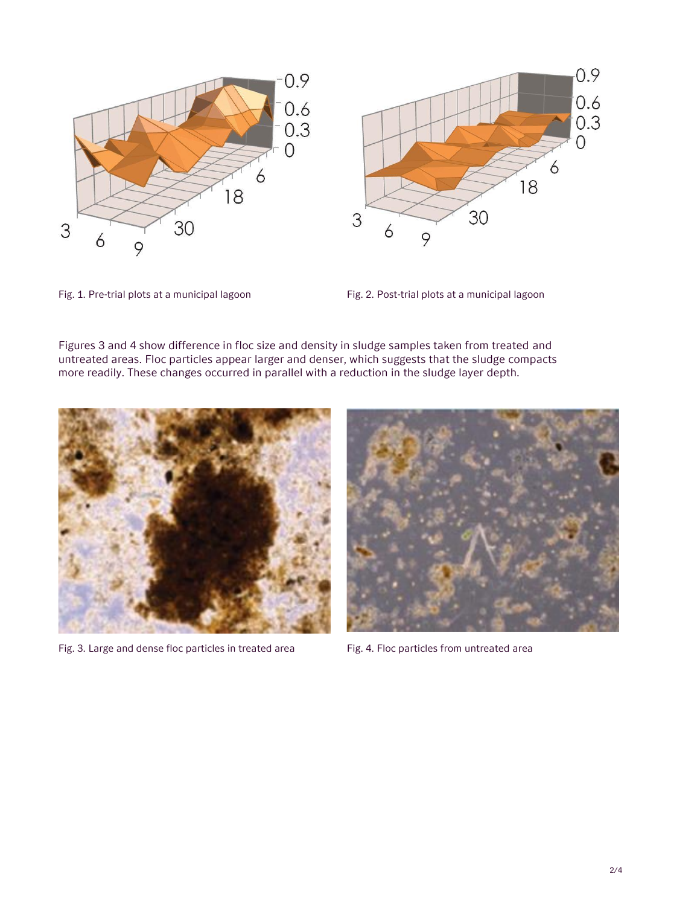Fig. 1. Pre-trial plots at a municipal lagoon

Fig. 2. Post-trial plots at a municipal lagoon

Figures 3 and 4 show difference in floc size and density in sludge samples taken from treated and untreated areas. Floc particles appear larger and denser, which suggests that the sludge compacts more readily. These changes occurred in parallel with a reduction in the sludge layer depth.

Fig. 3. Large and dense floc particles in treated area

Fig. 4. Floc particles from untreated area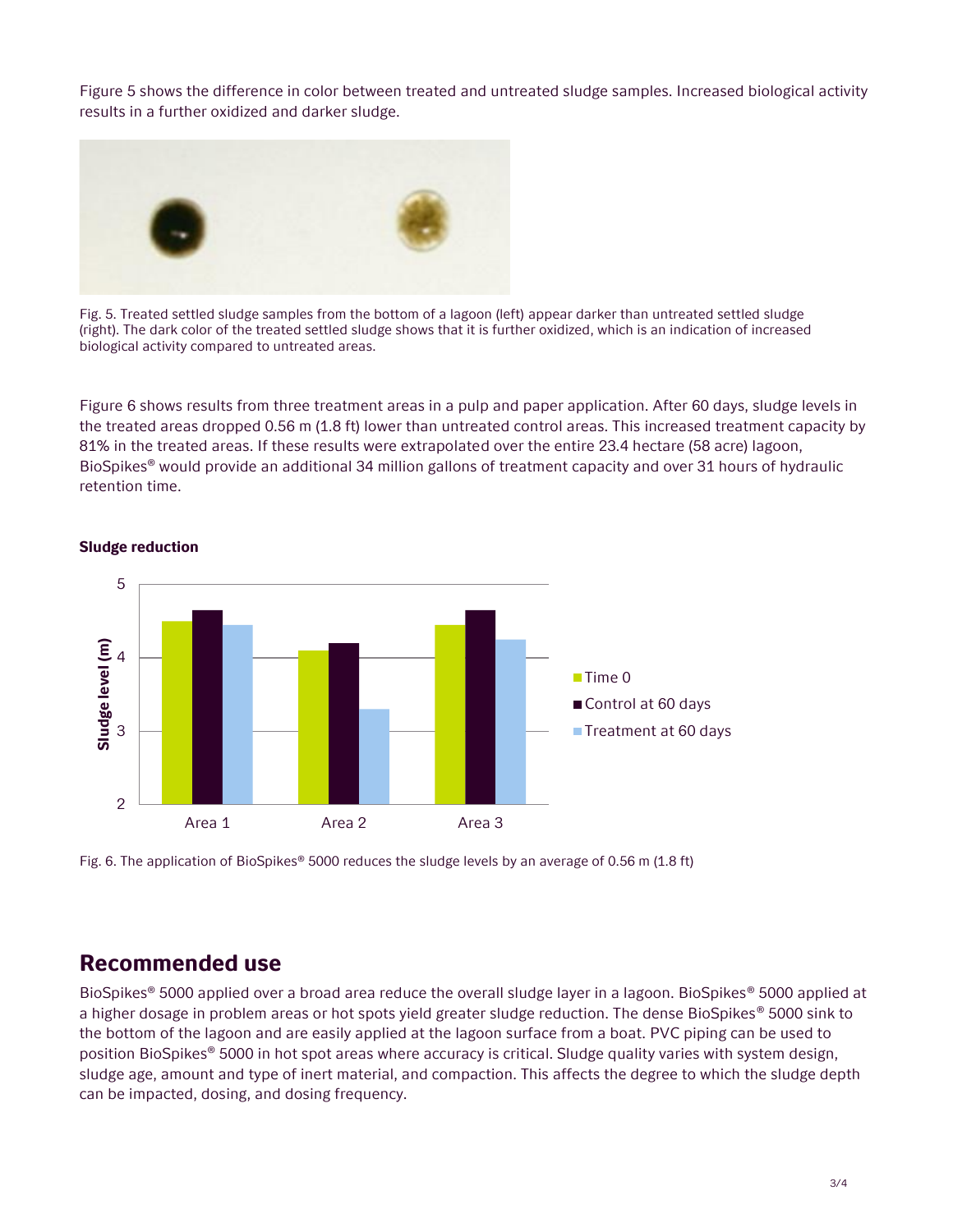Figure 5 shows the difference in color between treated and untreated sludge samples. Increased biological activity results in a further oxidized and darker sludge.

Fig. 5. Treated settled sludge samples from the bottom of a lagoon (left) appear darker than untreated settled sludge (right). The dark color of the treated settled sludge shows that it is further oxidized, which is an indication of increased biological activity compared to untreated areas.

Figure 6 shows results from three treatment areas in a pulp and paper application. After 60 days, sludge levels in the treated areas dropped 0.56 m (1.8 ft) lower than untreated control areas. This increased treatment capacity by 81% in the treated areas. If these results were extrapolated over the entire 23.4 hectare (58 acre) lagoon, BioSpikes® would provide an additional 34 million gallons of treatment capacity and over 31 hours of hydraulic retention time.

**Sludge reduction**

Fig. 6. The application of BioSpikes® 5000 reduces the sludge levels by an average of 0.56 m (1.8 ft)

## Recommended use

BioSpikes® 5000 applied over a broad area reduce the overall sludge layer in a lagoon. BioSpikes® 5000 applied at a higher dosage in problem areas or hot spots yield greater sludge reduction. The dense BioSpikes® 5000 sink to the bottom of the lagoon and are easily applied at the lagoon surface from a boat. PVC piping can be used to position BioSpikes® 5000 in hot spot areas where accuracy is critical. Sludge quality varies with system design, sludge age, amount and type of inert material, and compaction. This affects the degree to which the sludge depth can be impacted, dosing, and dosing frequency.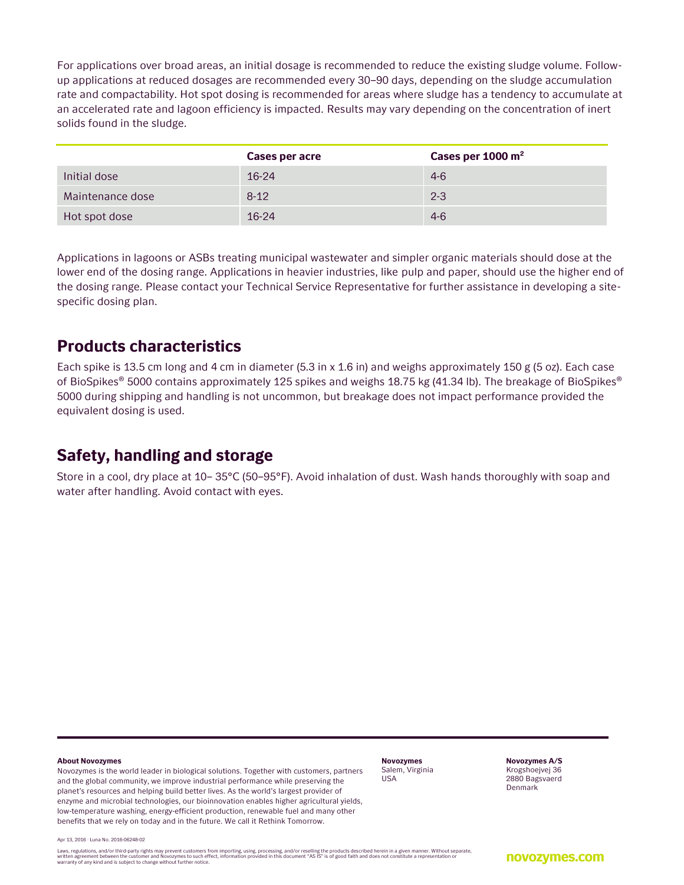For applications over broad areas, an initial dosage is recommended to reduce the existing sludge volume. Follow-up applications at reduced dosages are recommended every 30–90 days, depending on the sludge accumulation rate and compactability. Hot spot dosing is recommended for areas where sludge has a tendency to accumulate at an accelerated rate and lagoon efficiency is impacted. Results may vary depending on the concentration of inert solids found in the sludge.

| | Cases per acre | Cases per 1000 $m^2$ |
|---|---|---|
| Initial dose | 16-24 | 4-6 |
| Maintenance dose | 8-12 | 2-3 |
| Hot spot dose | 16-24 | 4-6 |

Applications in lagoons or ASBs treating municipal wastewater and simpler organic materials should dose at the lower end of the dosing range. Applications in heavier industries, like pulp and paper, should use the higher end of the dosing range. Please contact your Technical Service Representative for further assistance in developing a site-specific dosing plan.

## Products characteristics

Each spike is 13.5 cm long and 4 cm in diameter (5.3 in x 1.6 in) and weighs approximately 150 g (5 oz). Each case of BioSpikes® 5000 contains approximately 125 spikes and weighs 18.75 kg (41.34 lb). The breakage of BioSpikes® 5000 during shipping and handling is not uncommon, but breakage does not impact performance provided the equivalent dosing is used.

## Safety, handling and storage

Store in a cool, dry place at 10– 35°C (50–95°F). Avoid inhalation of dust. Wash hands thoroughly with soap and water after handling. Avoid contact with eyes.

**About Novozymes**
Novozymes is the world leader in biological solutions. Together with customers, partners and the global community, we improve industrial performance while preserving the planet's resources and helping build better lives. As the world's largest provider of enzyme and microbial technologies, our bioinnovation enables higher agricultural yields, low-temperature washing, energy-efficient production, renewable fuel and many other benefits that we rely on today and in the future. We call it Rethink Tomorrow.

**Novozymes**
Salem, Virginia
USA

**Novozymes A/S**
Krogshoejvej 36
2880 Bagsvaerd
Denmark

Apr 13, 2016 · Luna No. 2016-06248-02

Laws, regulations, and/or third-party rights may prevent customers from importing, using, processing, and/or reselling the products described herein in a given manner. Without separate, written agreement between the customer and Novozymes to such effect, information provided in this document "AS IS" is of good faith and does not constitute a representation or warranty of any kind and is subject to change without further notice.

novozymes.com